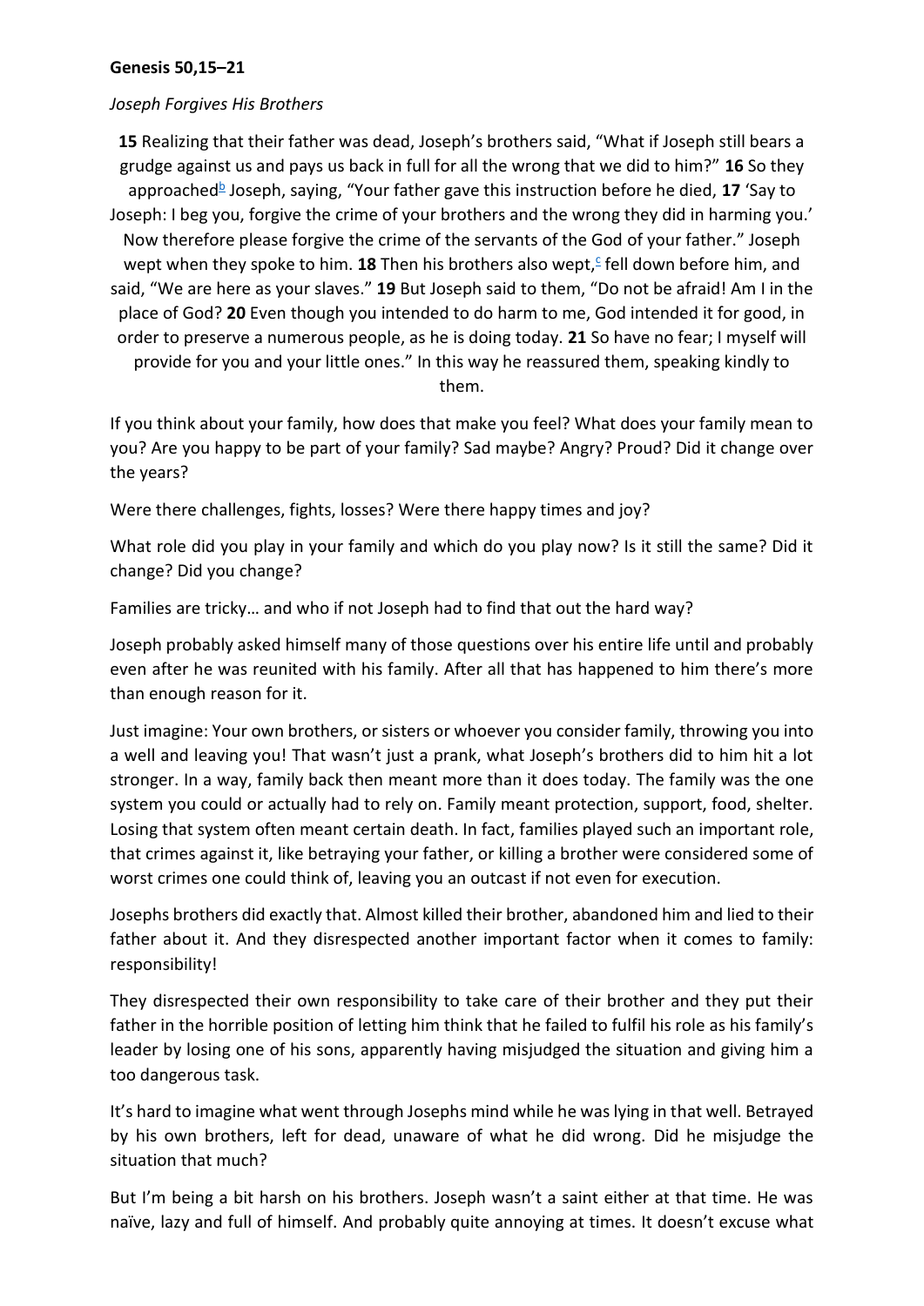**Genesis 50,15–21**

*Joseph Forgives His Brothers*

**15** Realizing that their father was dead, Joseph's brothers said, "What if Joseph still bears a grudge against us and pays us back in full for all the wrong that we did to him?" **16** So they approached[b] Joseph, saying, "Your father gave this instruction before he died, **17** 'Say to Joseph: I beg you, forgive the crime of your brothers and the wrong they did in harming you.' Now therefore please forgive the crime of the servants of the God of your father." Joseph wept when they spoke to him. **18** Then his brothers also wept,[c] fell down before him, and said, "We are here as your slaves." **19** But Joseph said to them, "Do not be afraid! Am I in the place of God? **20** Even though you intended to do harm to me, God intended it for good, in order to preserve a numerous people, as he is doing today. **21** So have no fear; I myself will provide for you and your little ones." In this way he reassured them, speaking kindly to them.

If you think about your family, how does that make you feel? What does your family mean to you? Are you happy to be part of your family? Sad maybe? Angry? Proud? Did it change over the years?

Were there challenges, fights, losses? Were there happy times and joy?

What role did you play in your family and which do you play now? Is it still the same? Did it change? Did you change?

Families are tricky… and who if not Joseph had to find that out the hard way?

Joseph probably asked himself many of those questions over his entire life until and probably even after he was reunited with his family. After all that has happened to him there's more than enough reason for it.

Just imagine: Your own brothers, or sisters or whoever you consider family, throwing you into a well and leaving you! That wasn't just a prank, what Joseph's brothers did to him hit a lot stronger. In a way, family back then meant more than it does today. The family was the one system you could or actually had to rely on. Family meant protection, support, food, shelter. Losing that system often meant certain death. In fact, families played such an important role, that crimes against it, like betraying your father, or killing a brother were considered some of worst crimes one could think of, leaving you an outcast if not even for execution.

Josephs brothers did exactly that. Almost killed their brother, abandoned him and lied to their father about it. And they disrespected another important factor when it comes to family: responsibility!

They disrespected their own responsibility to take care of their brother and they put their father in the horrible position of letting him think that he failed to fulfil his role as his family's leader by losing one of his sons, apparently having misjudged the situation and giving him a too dangerous task.

It's hard to imagine what went through Josephs mind while he was lying in that well. Betrayed by his own brothers, left for dead, unaware of what he did wrong. Did he misjudge the situation that much?

But I'm being a bit harsh on his brothers. Joseph wasn't a saint either at that time. He was naïve, lazy and full of himself. And probably quite annoying at times. It doesn't excuse what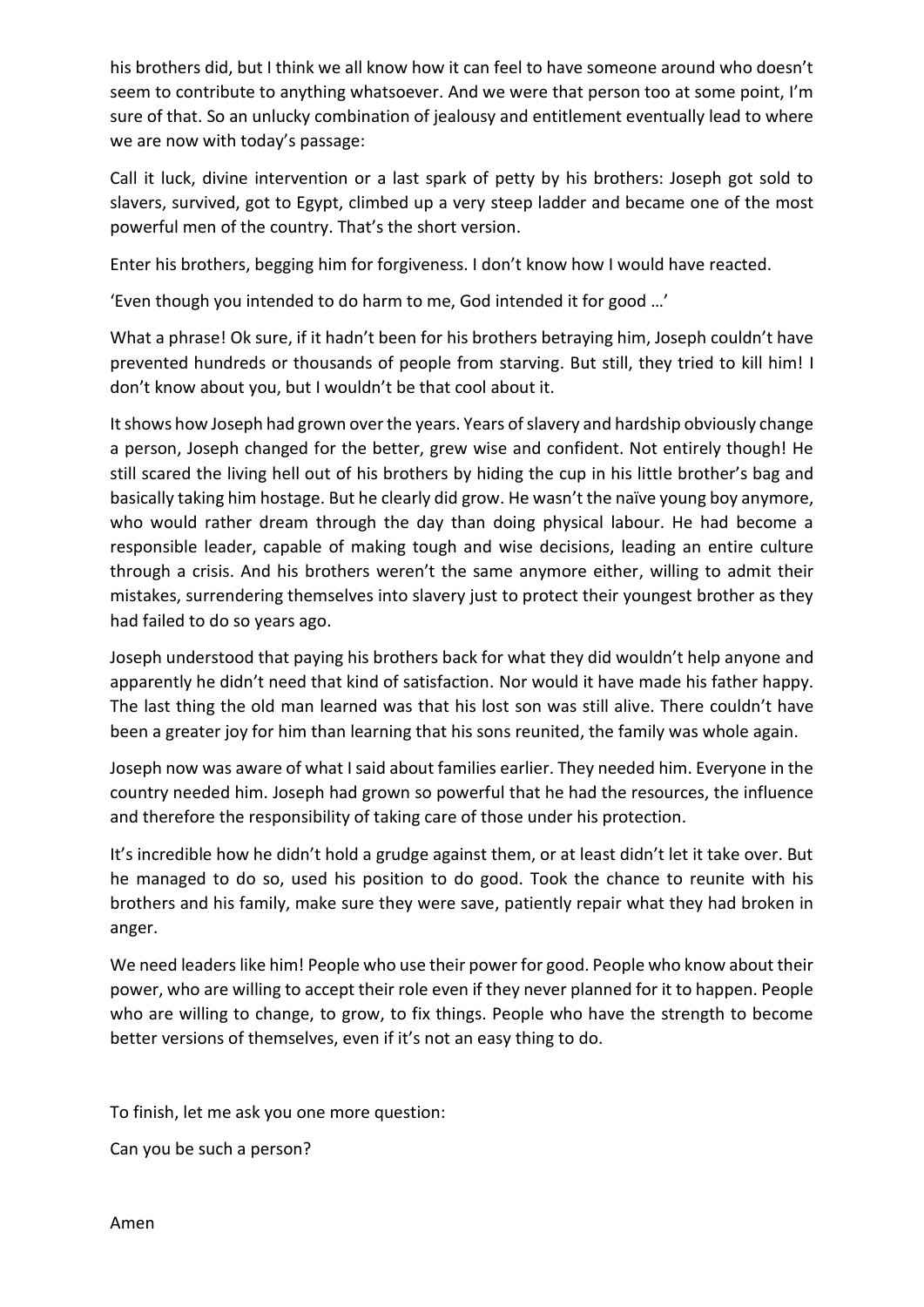his brothers did, but I think we all know how it can feel to have someone around who doesn't seem to contribute to anything whatsoever. And we were that person too at some point, I'm sure of that. So an unlucky combination of jealousy and entitlement eventually lead to where we are now with today's passage:

Call it luck, divine intervention or a last spark of petty by his brothers: Joseph got sold to slavers, survived, got to Egypt, climbed up a very steep ladder and became one of the most powerful men of the country. That's the short version.

Enter his brothers, begging him for forgiveness. I don't know how I would have reacted.

'Even though you intended to do harm to me, God intended it for good …'

What a phrase! Ok sure, if it hadn't been for his brothers betraying him, Joseph couldn't have prevented hundreds or thousands of people from starving. But still, they tried to kill him! I don't know about you, but I wouldn't be that cool about it.

It shows how Joseph had grown over the years. Years of slavery and hardship obviously change a person, Joseph changed for the better, grew wise and confident. Not entirely though! He still scared the living hell out of his brothers by hiding the cup in his little brother's bag and basically taking him hostage. But he clearly did grow. He wasn't the naïve young boy anymore, who would rather dream through the day than doing physical labour. He had become a responsible leader, capable of making tough and wise decisions, leading an entire culture through a crisis. And his brothers weren't the same anymore either, willing to admit their mistakes, surrendering themselves into slavery just to protect their youngest brother as they had failed to do so years ago.

Joseph understood that paying his brothers back for what they did wouldn't help anyone and apparently he didn't need that kind of satisfaction. Nor would it have made his father happy. The last thing the old man learned was that his lost son was still alive. There couldn't have been a greater joy for him than learning that his sons reunited, the family was whole again.

Joseph now was aware of what I said about families earlier. They needed him. Everyone in the country needed him. Joseph had grown so powerful that he had the resources, the influence and therefore the responsibility of taking care of those under his protection.

It's incredible how he didn't hold a grudge against them, or at least didn't let it take over. But he managed to do so, used his position to do good. Took the chance to reunite with his brothers and his family, make sure they were save, patiently repair what they had broken in anger.

We need leaders like him! People who use their power for good. People who know about their power, who are willing to accept their role even if they never planned for it to happen. People who are willing to change, to grow, to fix things. People who have the strength to become better versions of themselves, even if it's not an easy thing to do.

To finish, let me ask you one more question:

Can you be such a person?

Amen